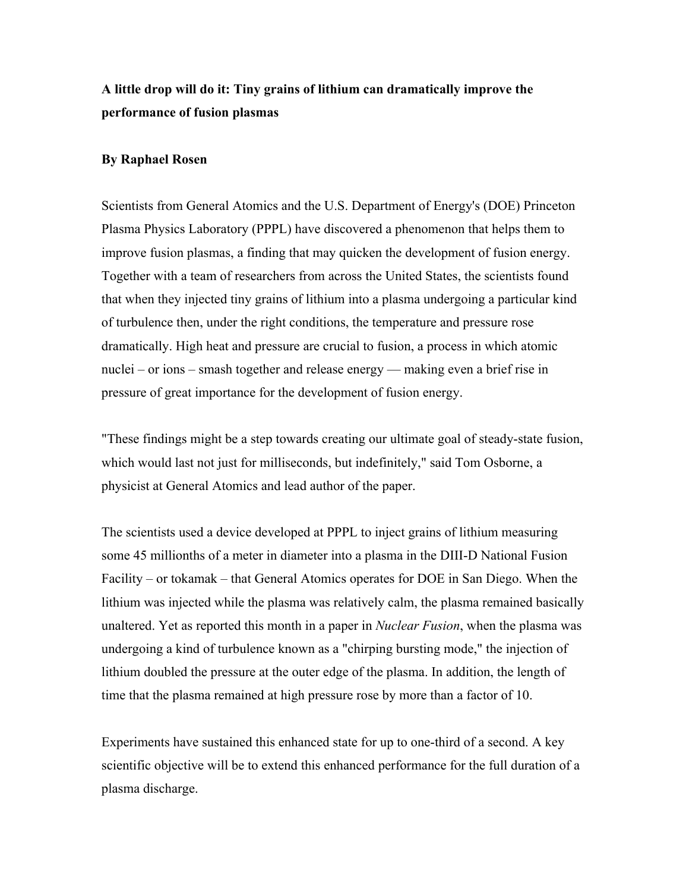**A little drop will do it: Tiny grains of lithium can dramatically improve the performance of fusion plasmas**

**By Raphael Rosen**

Scientists from General Atomics and the U.S. Department of Energy's (DOE) Princeton Plasma Physics Laboratory (PPPL) have discovered a phenomenon that helps them to improve fusion plasmas, a finding that may quicken the development of fusion energy. Together with a team of researchers from across the United States, the scientists found that when they injected tiny grains of lithium into a plasma undergoing a particular kind of turbulence then, under the right conditions, the temperature and pressure rose dramatically. High heat and pressure are crucial to fusion, a process in which atomic nuclei – or ions – smash together and release energy — making even a brief rise in pressure of great importance for the development of fusion energy.

"These findings might be a step towards creating our ultimate goal of steady-state fusion, which would last not just for milliseconds, but indefinitely," said Tom Osborne, a physicist at General Atomics and lead author of the paper.

The scientists used a device developed at PPPL to inject grains of lithium measuring some 45 millionths of a meter in diameter into a plasma in the DIII-D National Fusion Facility – or tokamak – that General Atomics operates for DOE in San Diego. When the lithium was injected while the plasma was relatively calm, the plasma remained basically unaltered. Yet as reported this month in a paper in *Nuclear Fusion*, when the plasma was undergoing a kind of turbulence known as a "chirping bursting mode," the injection of lithium doubled the pressure at the outer edge of the plasma. In addition, the length of time that the plasma remained at high pressure rose by more than a factor of 10.

Experiments have sustained this enhanced state for up to one-third of a second. A key scientific objective will be to extend this enhanced performance for the full duration of a plasma discharge.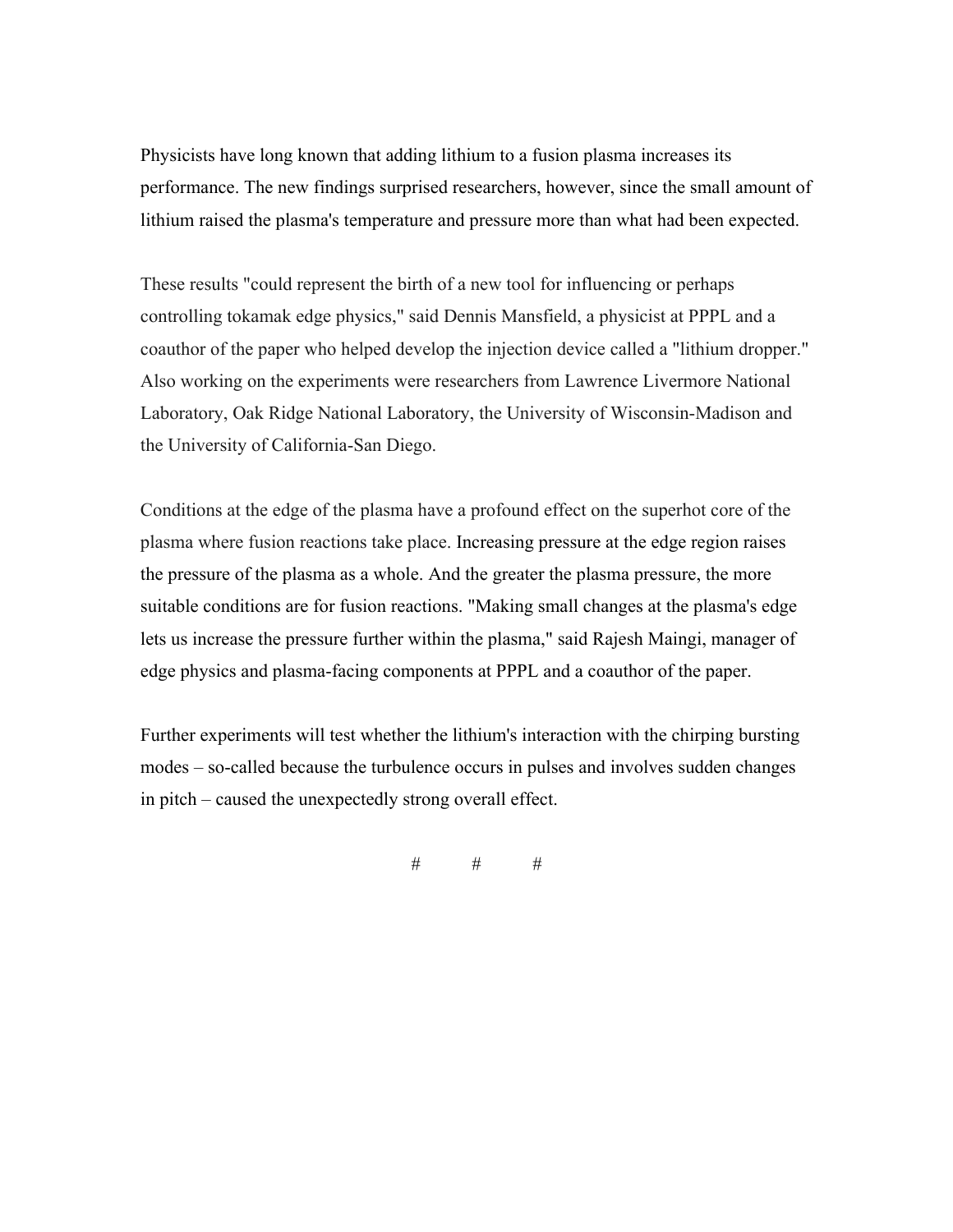Physicists have long known that adding lithium to a fusion plasma increases its performance. The new findings surprised researchers, however, since the small amount of lithium raised the plasma's temperature and pressure more than what had been expected.

These results "could represent the birth of a new tool for influencing or perhaps controlling tokamak edge physics," said Dennis Mansfield, a physicist at PPPL and a coauthor of the paper who helped develop the injection device called a "lithium dropper." Also working on the experiments were researchers from Lawrence Livermore National Laboratory, Oak Ridge National Laboratory, the University of Wisconsin-Madison and the University of California-San Diego.

Conditions at the edge of the plasma have a profound effect on the superhot core of the plasma where fusion reactions take place. Increasing pressure at the edge region raises the pressure of the plasma as a whole. And the greater the plasma pressure, the more suitable conditions are for fusion reactions. "Making small changes at the plasma's edge lets us increase the pressure further within the plasma," said Rajesh Maingi, manager of edge physics and plasma-facing components at PPPL and a coauthor of the paper.

Further experiments will test whether the lithium's interaction with the chirping bursting modes – so-called because the turbulence occurs in pulses and involves sudden changes in pitch – caused the unexpectedly strong overall effect.

# # #